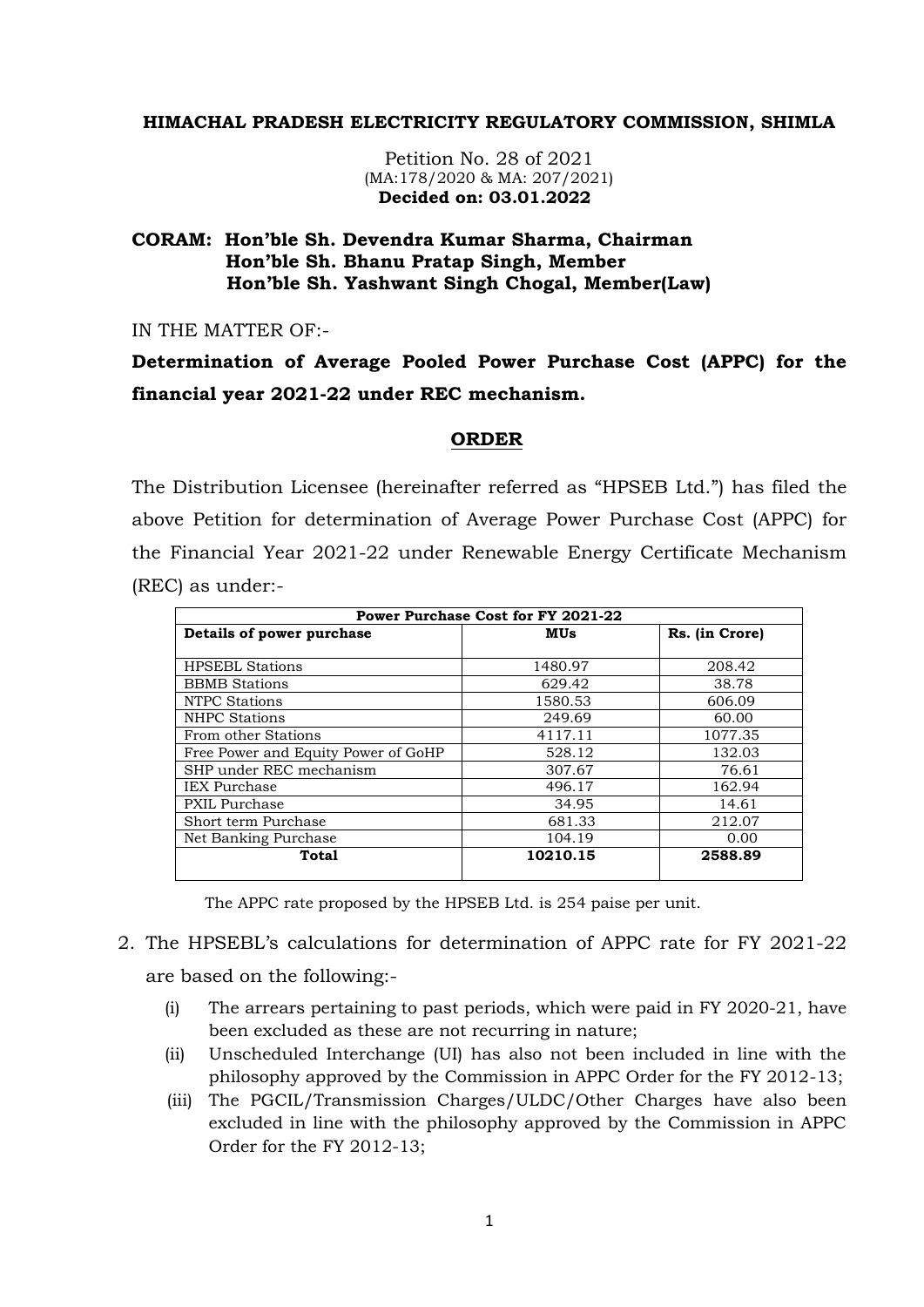**HIMACHAL PRADESH ELECTRICITY REGULATORY COMMISSION, SHIMLA**

Petition No. 28 of 2021
(MA:178/2020 & MA: 207/2021)
**Decided on: 03.01.2022**

**CORAM: Hon'ble Sh. Devendra Kumar Sharma, Chairman**
**Hon'ble Sh. Bhanu Pratap Singh, Member**
**Hon'ble Sh. Yashwant Singh Chogal, Member(Law)**

IN THE MATTER OF:-

**Determination of Average Pooled Power Purchase Cost (APPC) for the financial year 2021-22 under REC mechanism.**

## ORDER

The Distribution Licensee (hereinafter referred as "HPSEB Ltd.") has filed the above Petition for determination of Average Power Purchase Cost (APPC) for the Financial Year 2021-22 under Renewable Energy Certificate Mechanism (REC) as under:-

| Power Purchase Cost for FY 2021-22 | | |
|---|---|---|
| **Details of power purchase** | **MUs** | **Rs. (in Crore)** |
| HPSEBL Stations | 1480.97 | 208.42 |
| BBMB Stations | 629.42 | 38.78 |
| NTPC Stations | 1580.53 | 606.09 |
| NHPC Stations | 249.69 | 60.00 |
| From other Stations | 4117.11 | 1077.35 |
| Free Power and Equity Power of GoHP | 528.12 | 132.03 |
| SHP under REC mechanism | 307.67 | 76.61 |
| IEX Purchase | 496.17 | 162.94 |
| PXIL Purchase | 34.95 | 14.61 |
| Short term Purchase | 681.33 | 212.07 |
| Net Banking Purchase | 104.19 | 0.00 |
| **Total** | **10210.15** | **2588.89** |

The APPC rate proposed by the HPSEB Ltd. is 254 paise per unit.

2. The HPSEBL's calculations for determination of APPC rate for FY 2021-22 are based on the following:-
   (i) The arrears pertaining to past periods, which were paid in FY 2020-21, have been excluded as these are not recurring in nature;
   (ii) Unscheduled Interchange (UI) has also not been included in line with the philosophy approved by the Commission in APPC Order for the FY 2012-13;
   (iii) The PGCIL/Transmission Charges/ULDC/Other Charges have also been excluded in line with the philosophy approved by the Commission in APPC Order for the FY 2012-13;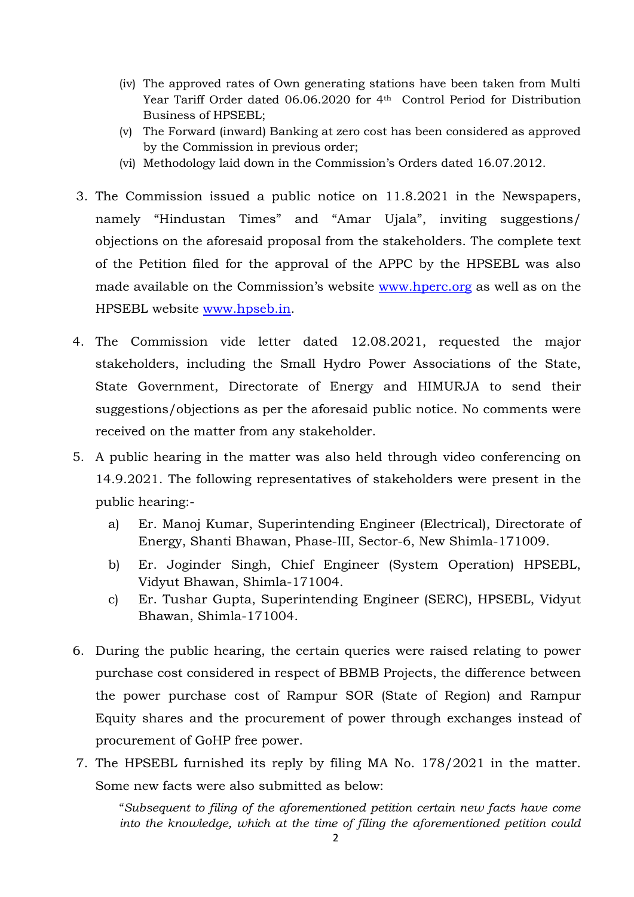(iv) The approved rates of Own generating stations have been taken from Multi Year Tariff Order dated 06.06.2020 for 4th Control Period for Distribution Business of HPSEBL;

(v) The Forward (inward) Banking at zero cost has been considered as approved by the Commission in previous order;

(vi) Methodology laid down in the Commission's Orders dated 16.07.2012.

3. The Commission issued a public notice on 11.8.2021 in the Newspapers, namely "Hindustan Times" and "Amar Ujala", inviting suggestions/ objections on the aforesaid proposal from the stakeholders. The complete text of the Petition filed for the approval of the APPC by the HPSEBL was also made available on the Commission's website www.hperc.org as well as on the HPSEBL website www.hpseb.in.

4. The Commission vide letter dated 12.08.2021, requested the major stakeholders, including the Small Hydro Power Associations of the State, State Government, Directorate of Energy and HIMURJA to send their suggestions/objections as per the aforesaid public notice. No comments were received on the matter from any stakeholder.

5. A public hearing in the matter was also held through video conferencing on 14.9.2021. The following representatives of stakeholders were present in the public hearing:-

   a) Er. Manoj Kumar, Superintending Engineer (Electrical), Directorate of Energy, Shanti Bhawan, Phase-III, Sector-6, New Shimla-171009.

   b) Er. Joginder Singh, Chief Engineer (System Operation) HPSEBL, Vidyut Bhawan, Shimla-171004.

   c) Er. Tushar Gupta, Superintending Engineer (SERC), HPSEBL, Vidyut Bhawan, Shimla-171004.

6. During the public hearing, the certain queries were raised relating to power purchase cost considered in respect of BBMB Projects, the difference between the power purchase cost of Rampur SOR (State of Region) and Rampur Equity shares and the procurement of power through exchanges instead of procurement of GoHP free power.

7. The HPSEBL furnished its reply by filing MA No. 178/2021 in the matter. Some new facts were also submitted as below:

   "*Subsequent to filing of the aforementioned petition certain new facts have come into the knowledge, which at the time of filing the aforementioned petition could*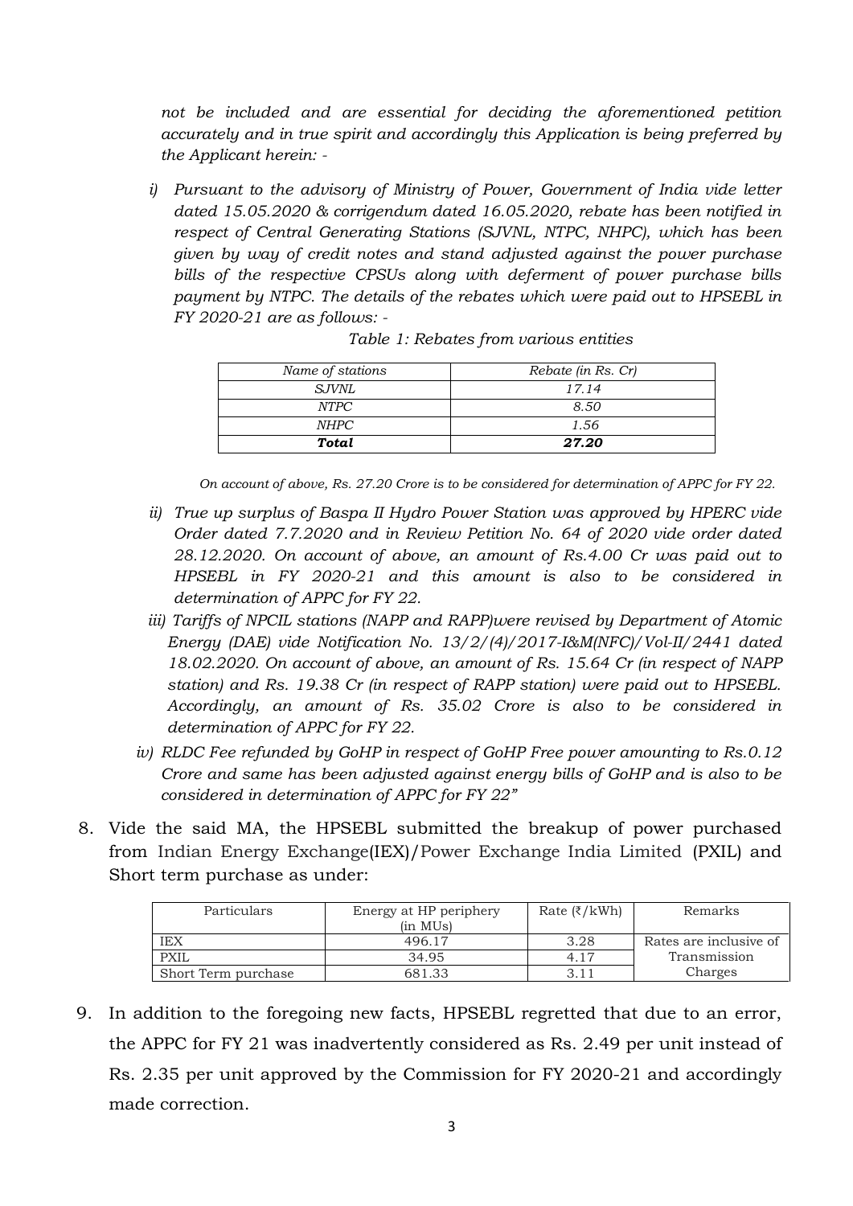*not be included and are essential for deciding the aforementioned petition accurately and in true spirit and accordingly this Application is being preferred by the Applicant herein: -*

*i) Pursuant to the advisory of Ministry of Power, Government of India vide letter dated 15.05.2020 & corrigendum dated 16.05.2020, rebate has been notified in respect of Central Generating Stations (SJVNL, NTPC, NHPC), which has been given by way of credit notes and stand adjusted against the power purchase bills of the respective CPSUs along with deferment of power purchase bills payment by NTPC. The details of the rebates which were paid out to HPSEBL in FY 2020-21 are as follows: -*

*Table 1: Rebates from various entities*

| *Name of stations* | *Rebate (in Rs. Cr)* |
|---|---|
| *SJVNL* | *17.14* |
| *NTPC* | *8.50* |
| *NHPC* | *1.56* |
| ***Total*** | ***27.20*** |

*On account of above, Rs. 27.20 Crore is to be considered for determination of APPC for FY 22.*

*ii) True up surplus of Baspa II Hydro Power Station was approved by HPERC vide Order dated 7.7.2020 and in Review Petition No. 64 of 2020 vide order dated 28.12.2020. On account of above, an amount of Rs.4.00 Cr was paid out to HPSEBL in FY 2020-21 and this amount is also to be considered in determination of APPC for FY 22.*

*iii) Tariffs of NPCIL stations (NAPP and RAPP)were revised by Department of Atomic Energy (DAE) vide Notification No. 13/2/(4)/2017-I&M(NFC)/Vol-II/2441 dated 18.02.2020. On account of above, an amount of Rs. 15.64 Cr (in respect of NAPP station) and Rs. 19.38 Cr (in respect of RAPP station) were paid out to HPSEBL. Accordingly, an amount of Rs. 35.02 Crore is also to be considered in determination of APPC for FY 22.*

*iv) RLDC Fee refunded by GoHP in respect of GoHP Free power amounting to Rs.0.12 Crore and same has been adjusted against energy bills of GoHP and is also to be considered in determination of APPC for FY 22"*

8. Vide the said MA, the HPSEBL submitted the breakup of power purchased from Indian Energy Exchange(IEX)/Power Exchange India Limited (PXIL) and Short term purchase as under:

| Particulars | Energy at HP periphery (in MUs) | Rate (₹/kWh) | Remarks |
|---|---|---|---|
| IEX | 496.17 | 3.28 | Rates are inclusive of Transmission Charges |
| PXIL | 34.95 | 4.17 | |
| Short Term purchase | 681.33 | 3.11 | |

9. In addition to the foregoing new facts, HPSEBL regretted that due to an error, the APPC for FY 21 was inadvertently considered as Rs. 2.49 per unit instead of Rs. 2.35 per unit approved by the Commission for FY 2020-21 and accordingly made correction.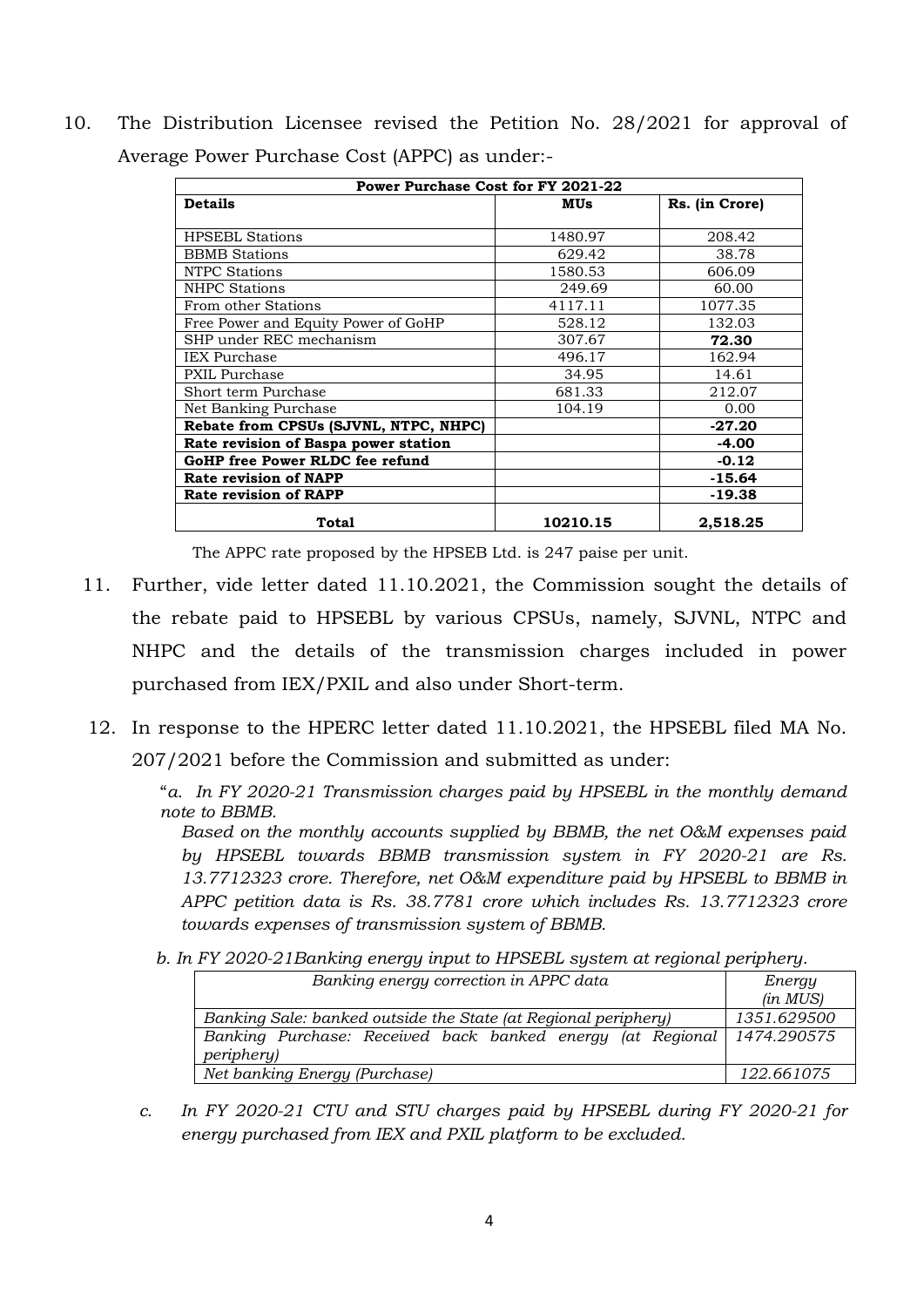10. The Distribution Licensee revised the Petition No. 28/2021 for approval of Average Power Purchase Cost (APPC) as under:-

| Power Purchase Cost for FY 2021-22 | | |
|---|---|---|
| **Details** | **MUs** | **Rs. (in Crore)** |
| HPSEBL Stations | 1480.97 | 208.42 |
| BBMB Stations | 629.42 | 38.78 |
| NTPC Stations | 1580.53 | 606.09 |
| NHPC Stations | 249.69 | 60.00 |
| From other Stations | 4117.11 | 1077.35 |
| Free Power and Equity Power of GoHP | 528.12 | 132.03 |
| SHP under REC mechanism | 307.67 | **72.30** |
| IEX Purchase | 496.17 | 162.94 |
| PXIL Purchase | 34.95 | 14.61 |
| Short term Purchase | 681.33 | 212.07 |
| Net Banking Purchase | 104.19 | 0.00 |
| **Rebate from CPSUs (SJVNL, NTPC, NHPC)** | | **-27.20** |
| **Rate revision of Baspa power station** | | **-4.00** |
| **GoHP free Power RLDC fee refund** | | **-0.12** |
| **Rate revision of NAPP** | | **-15.64** |
| **Rate revision of RAPP** | | **-19.38** |
| **Total** | **10210.15** | **2,518.25** |

The APPC rate proposed by the HPSEB Ltd. is 247 paise per unit.

11. Further, vide letter dated 11.10.2021, the Commission sought the details of the rebate paid to HPSEBL by various CPSUs, namely, SJVNL, NTPC and NHPC and the details of the transmission charges included in power purchased from IEX/PXIL and also under Short-term.

12. In response to the HPERC letter dated 11.10.2021, the HPSEBL filed MA No. 207/2021 before the Commission and submitted as under:

"*a. In FY 2020-21 Transmission charges paid by HPSEBL in the monthly demand note to BBMB.*

*Based on the monthly accounts supplied by BBMB, the net O&M expenses paid by HPSEBL towards BBMB transmission system in FY 2020-21 are Rs. 13.7712323 crore. Therefore, net O&M expenditure paid by HPSEBL to BBMB in APPC petition data is Rs. 38.7781 crore which includes Rs. 13.7712323 crore towards expenses of transmission system of BBMB.*

*b. In FY 2020-21Banking energy input to HPSEBL system at regional periphery.*

| *Banking energy correction in APPC data* | *Energy (in MUS)* |
|---|---|
| *Banking Sale: banked outside the State (at Regional periphery)* | *1351.629500* |
| *Banking Purchase: Received back banked energy (at Regional periphery)* | *1474.290575* |
| *Net banking Energy (Purchase)* | *122.661075* |

*c. In FY 2020-21 CTU and STU charges paid by HPSEBL during FY 2020-21 for energy purchased from IEX and PXIL platform to be excluded.*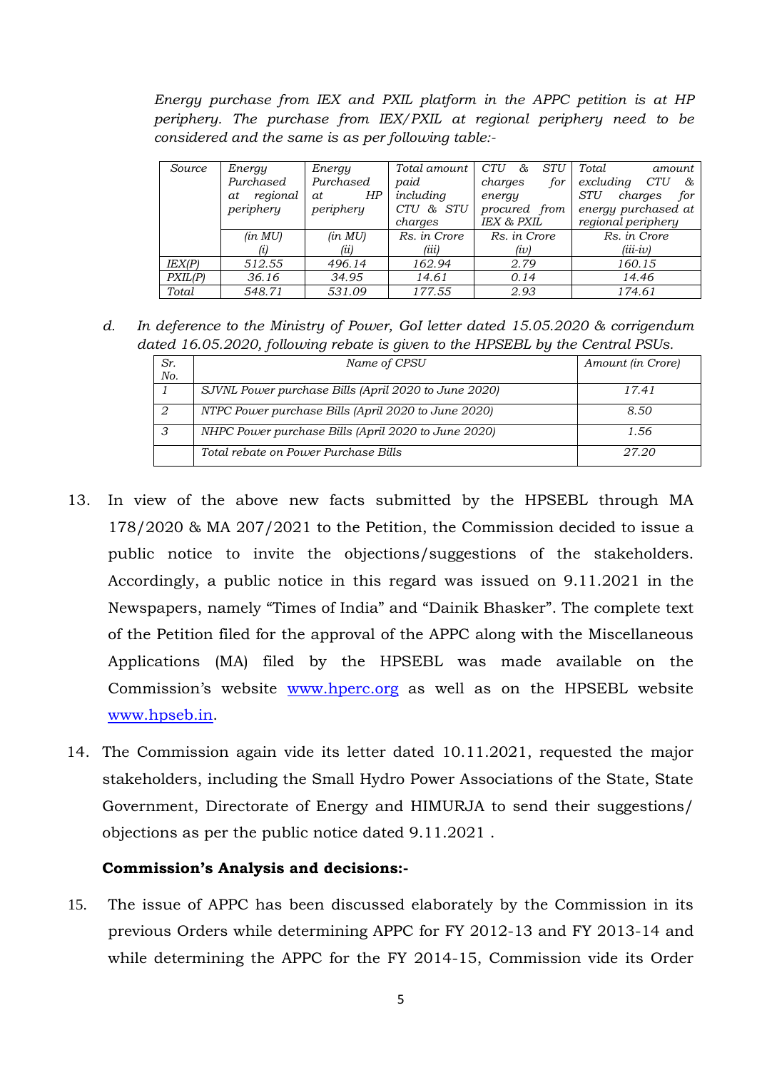*Energy purchase from IEX and PXIL platform in the APPC petition is at HP periphery. The purchase from IEX/PXIL at regional periphery need to be considered and the same is as per following table:-*

| *Source* | *Energy Purchased at regional periphery* | *Energy Purchased at HP periphery* | *Total amount paid including CTU & STU charges* | *CTU & STU charges for energy procured from IEX & PXIL* | *Total amount excluding CTU & STU charges for energy purchased at regional periphery* |
|---|---|---|---|---|---|
| | *(in MU)* *(i)* | *(in MU)* *(ii)* | *Rs. in Crore* *(iii)* | *Rs. in Crore* *(iv)* | *Rs. in Crore* *(iii-iv)* |
| *IEX(P)* | *512.55* | *496.14* | *162.94* | *2.79* | *160.15* |
| *PXIL(P)* | *36.16* | *34.95* | *14.61* | *0.14* | *14.46* |
| *Total* | *548.71* | *531.09* | *177.55* | *2.93* | *174.61* |

*d. In deference to the Ministry of Power, GoI letter dated 15.05.2020 & corrigendum dated 16.05.2020, following rebate is given to the HPSEBL by the Central PSUs.*

| *Sr. No.* | *Name of CPSU* | *Amount (in Crore)* |
|---|---|---|
| *1* | *SJVNL Power purchase Bills (April 2020 to June 2020)* | *17.41* |
| *2* | *NTPC Power purchase Bills (April 2020 to June 2020)* | *8.50* |
| *3* | *NHPC Power purchase Bills (April 2020 to June 2020)* | *1.56* |
| | *Total rebate on Power Purchase Bills* | *27.20* |

13. In view of the above new facts submitted by the HPSEBL through MA 178/2020 & MA 207/2021 to the Petition, the Commission decided to issue a public notice to invite the objections/suggestions of the stakeholders. Accordingly, a public notice in this regard was issued on 9.11.2021 in the Newspapers, namely "Times of India" and "Dainik Bhasker". The complete text of the Petition filed for the approval of the APPC along with the Miscellaneous Applications (MA) filed by the HPSEBL was made available on the Commission's website www.hperc.org as well as on the HPSEBL website www.hpseb.in.

14. The Commission again vide its letter dated 10.11.2021, requested the major stakeholders, including the Small Hydro Power Associations of the State, State Government, Directorate of Energy and HIMURJA to send their suggestions/ objections as per the public notice dated 9.11.2021 .

**Commission's Analysis and decisions:-**

15. The issue of APPC has been discussed elaborately by the Commission in its previous Orders while determining APPC for FY 2012-13 and FY 2013-14 and while determining the APPC for the FY 2014-15, Commission vide its Order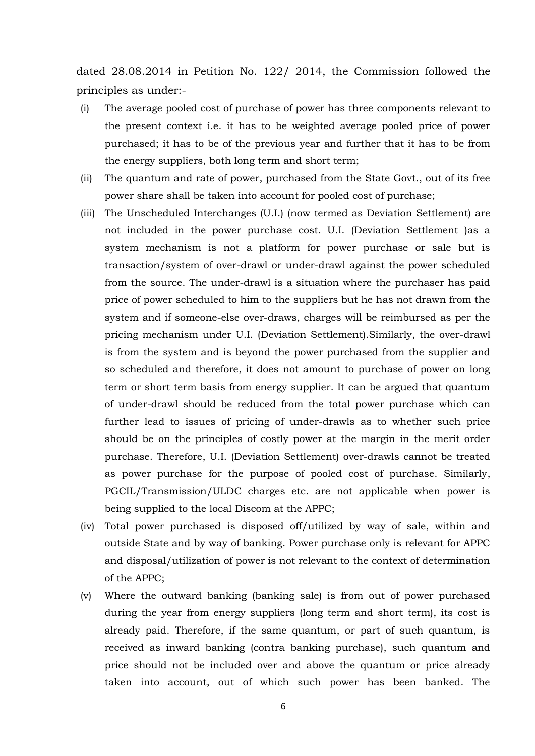dated 28.08.2014 in Petition No. 122/ 2014, the Commission followed the principles as under:-

(i) The average pooled cost of purchase of power has three components relevant to the present context i.e. it has to be weighted average pooled price of power purchased; it has to be of the previous year and further that it has to be from the energy suppliers, both long term and short term;

(ii) The quantum and rate of power, purchased from the State Govt., out of its free power share shall be taken into account for pooled cost of purchase;

(iii) The Unscheduled Interchanges (U.I.) (now termed as Deviation Settlement) are not included in the power purchase cost. U.I. (Deviation Settlement )as a system mechanism is not a platform for power purchase or sale but is transaction/system of over-drawl or under-drawl against the power scheduled from the source. The under-drawl is a situation where the purchaser has paid price of power scheduled to him to the suppliers but he has not drawn from the system and if someone-else over-draws, charges will be reimbursed as per the pricing mechanism under U.I. (Deviation Settlement).Similarly, the over-drawl is from the system and is beyond the power purchased from the supplier and so scheduled and therefore, it does not amount to purchase of power on long term or short term basis from energy supplier. It can be argued that quantum of under-drawl should be reduced from the total power purchase which can further lead to issues of pricing of under-drawls as to whether such price should be on the principles of costly power at the margin in the merit order purchase. Therefore, U.I. (Deviation Settlement) over-drawls cannot be treated as power purchase for the purpose of pooled cost of purchase. Similarly, PGCIL/Transmission/ULDC charges etc. are not applicable when power is being supplied to the local Discom at the APPC;

(iv) Total power purchased is disposed off/utilized by way of sale, within and outside State and by way of banking. Power purchase only is relevant for APPC and disposal/utilization of power is not relevant to the context of determination of the APPC;

(v) Where the outward banking (banking sale) is from out of power purchased during the year from energy suppliers (long term and short term), its cost is already paid. Therefore, if the same quantum, or part of such quantum, is received as inward banking (contra banking purchase), such quantum and price should not be included over and above the quantum or price already taken into account, out of which such power has been banked. The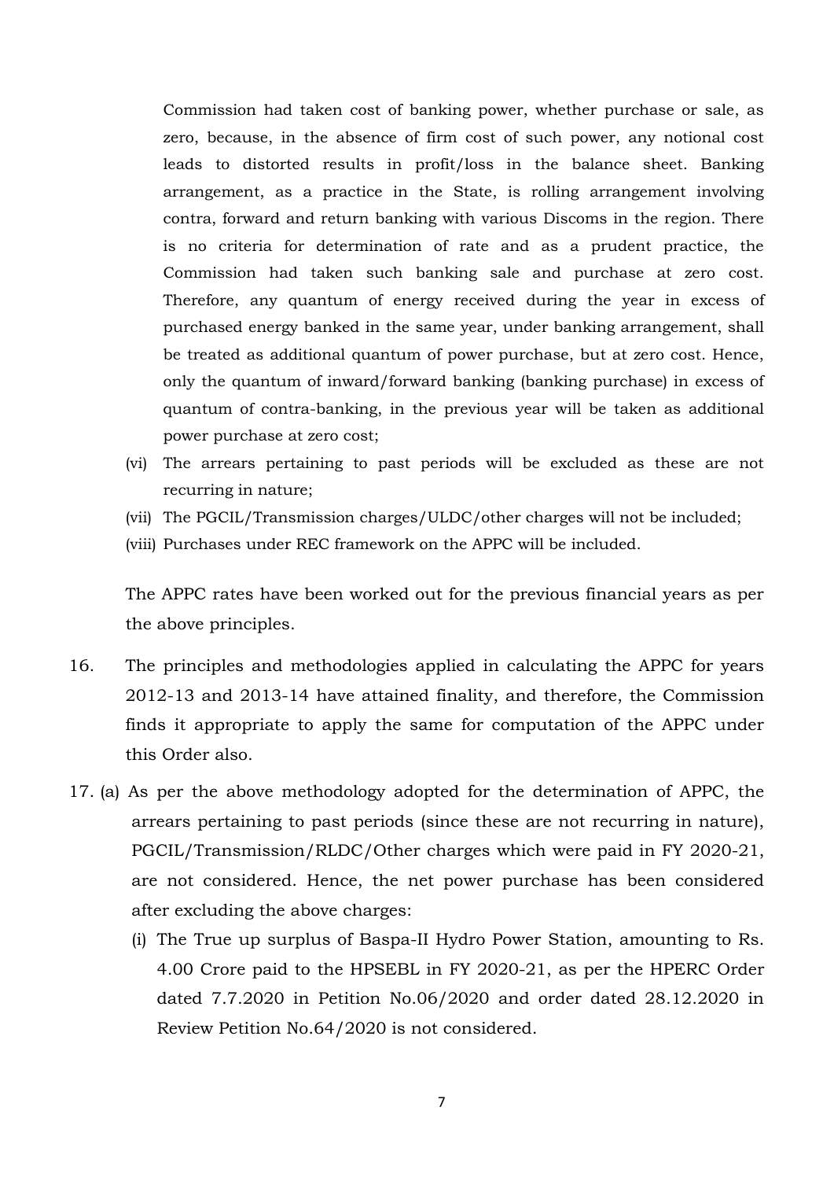Commission had taken cost of banking power, whether purchase or sale, as zero, because, in the absence of firm cost of such power, any notional cost leads to distorted results in profit/loss in the balance sheet. Banking arrangement, as a practice in the State, is rolling arrangement involving contra, forward and return banking with various Discoms in the region. There is no criteria for determination of rate and as a prudent practice, the Commission had taken such banking sale and purchase at zero cost. Therefore, any quantum of energy received during the year in excess of purchased energy banked in the same year, under banking arrangement, shall be treated as additional quantum of power purchase, but at zero cost. Hence, only the quantum of inward/forward banking (banking purchase) in excess of quantum of contra-banking, in the previous year will be taken as additional power purchase at zero cost;

(vi) The arrears pertaining to past periods will be excluded as these are not recurring in nature;

(vii) The PGCIL/Transmission charges/ULDC/other charges will not be included;

(viii) Purchases under REC framework on the APPC will be included.

The APPC rates have been worked out for the previous financial years as per the above principles.

16. The principles and methodologies applied in calculating the APPC for years 2012-13 and 2013-14 have attained finality, and therefore, the Commission finds it appropriate to apply the same for computation of the APPC under this Order also.

17. (a) As per the above methodology adopted for the determination of APPC, the arrears pertaining to past periods (since these are not recurring in nature), PGCIL/Transmission/RLDC/Other charges which were paid in FY 2020-21, are not considered. Hence, the net power purchase has been considered after excluding the above charges:

(i) The True up surplus of Baspa-II Hydro Power Station, amounting to Rs. 4.00 Crore paid to the HPSEBL in FY 2020-21, as per the HPERC Order dated 7.7.2020 in Petition No.06/2020 and order dated 28.12.2020 in Review Petition No.64/2020 is not considered.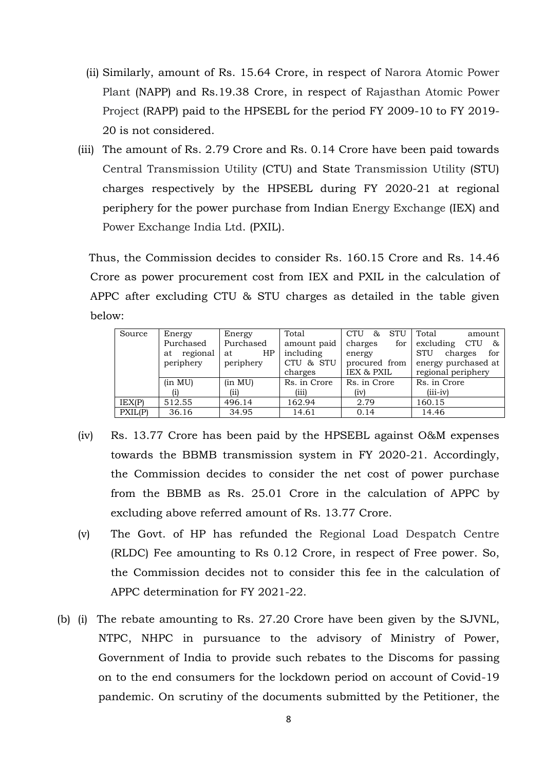(ii) Similarly, amount of Rs. 15.64 Crore, in respect of Narora Atomic Power Plant (NAPP) and Rs.19.38 Crore, in respect of Rajasthan Atomic Power Project (RAPP) paid to the HPSEBL for the period FY 2009-10 to FY 2019-20 is not considered.

(iii) The amount of Rs. 2.79 Crore and Rs. 0.14 Crore have been paid towards Central Transmission Utility (CTU) and State Transmission Utility (STU) charges respectively by the HPSEBL during FY 2020-21 at regional periphery for the power purchase from Indian Energy Exchange (IEX) and Power Exchange India Ltd. (PXIL).

Thus, the Commission decides to consider Rs. 160.15 Crore and Rs. 14.46 Crore as power procurement cost from IEX and PXIL in the calculation of APPC after excluding CTU & STU charges as detailed in the table given below:

| Source | Energy Purchased at regional periphery | Energy Purchased at HP periphery | Total amount paid including CTU & STU charges | CTU & STU charges for energy procured from IEX & PXIL | Total amount excluding CTU & STU charges for energy purchased at regional periphery |
|---|---|---|---|---|---|
| | (in MU) (i) | (in MU) (ii) | Rs. in Crore (iii) | Rs. in Crore (iv) | Rs. in Crore (iii-iv) |
| IEX(P) | 512.55 | 496.14 | 162.94 | 2.79 | 160.15 |
| PXIL(P) | 36.16 | 34.95 | 14.61 | 0.14 | 14.46 |

(iv) Rs. 13.77 Crore has been paid by the HPSEBL against O&M expenses towards the BBMB transmission system in FY 2020-21. Accordingly, the Commission decides to consider the net cost of power purchase from the BBMB as Rs. 25.01 Crore in the calculation of APPC by excluding above referred amount of Rs. 13.77 Crore.

(v) The Govt. of HP has refunded the Regional Load Despatch Centre (RLDC) Fee amounting to Rs 0.12 Crore, in respect of Free power. So, the Commission decides not to consider this fee in the calculation of APPC determination for FY 2021-22.

(b) (i) The rebate amounting to Rs. 27.20 Crore have been given by the SJVNL, NTPC, NHPC in pursuance to the advisory of Ministry of Power, Government of India to provide such rebates to the Discoms for passing on to the end consumers for the lockdown period on account of Covid-19 pandemic. On scrutiny of the documents submitted by the Petitioner, the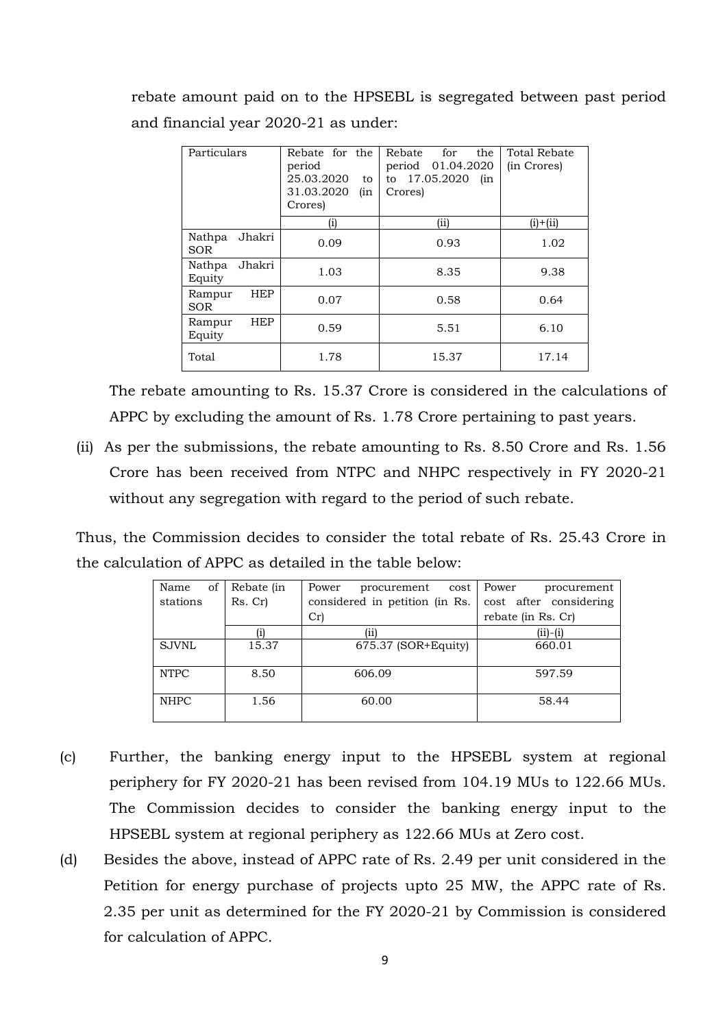rebate amount paid on to the HPSEBL is segregated between past period and financial year 2020-21 as under:

| Particulars | Rebate for the period 25.03.2020 to 31.03.2020 (in Crores) | Rebate for the period 01.04.2020 to 17.05.2020 (in Crores) | Total Rebate (in Crores) |
|---|---|---|---|
| | (i) | (ii) | (i)+(ii) |
| Nathpa Jhakri SOR | 0.09 | 0.93 | 1.02 |
| Nathpa Jhakri Equity | 1.03 | 8.35 | 9.38 |
| Rampur HEP SOR | 0.07 | 0.58 | 0.64 |
| Rampur HEP Equity | 0.59 | 5.51 | 6.10 |
| Total | 1.78 | 15.37 | 17.14 |

The rebate amounting to Rs. 15.37 Crore is considered in the calculations of APPC by excluding the amount of Rs. 1.78 Crore pertaining to past years.

(ii) As per the submissions, the rebate amounting to Rs. 8.50 Crore and Rs. 1.56 Crore has been received from NTPC and NHPC respectively in FY 2020-21 without any segregation with regard to the period of such rebate.

Thus, the Commission decides to consider the total rebate of Rs. 25.43 Crore in the calculation of APPC as detailed in the table below:

| Name of stations | Rebate (in Rs. Cr) | Power procurement cost considered in petition (in Rs. Cr) | Power procurement cost after considering rebate (in Rs. Cr) |
|---|---|---|---|
| | (i) | (ii) | (ii)-(i) |
| SJVNL | 15.37 | 675.37 (SOR+Equity) | 660.01 |
| NTPC | 8.50 | 606.09 | 597.59 |
| NHPC | 1.56 | 60.00 | 58.44 |

(c) Further, the banking energy input to the HPSEBL system at regional periphery for FY 2020-21 has been revised from 104.19 MUs to 122.66 MUs. The Commission decides to consider the banking energy input to the HPSEBL system at regional periphery as 122.66 MUs at Zero cost.

(d) Besides the above, instead of APPC rate of Rs. 2.49 per unit considered in the Petition for energy purchase of projects upto 25 MW, the APPC rate of Rs. 2.35 per unit as determined for the FY 2020-21 by Commission is considered for calculation of APPC.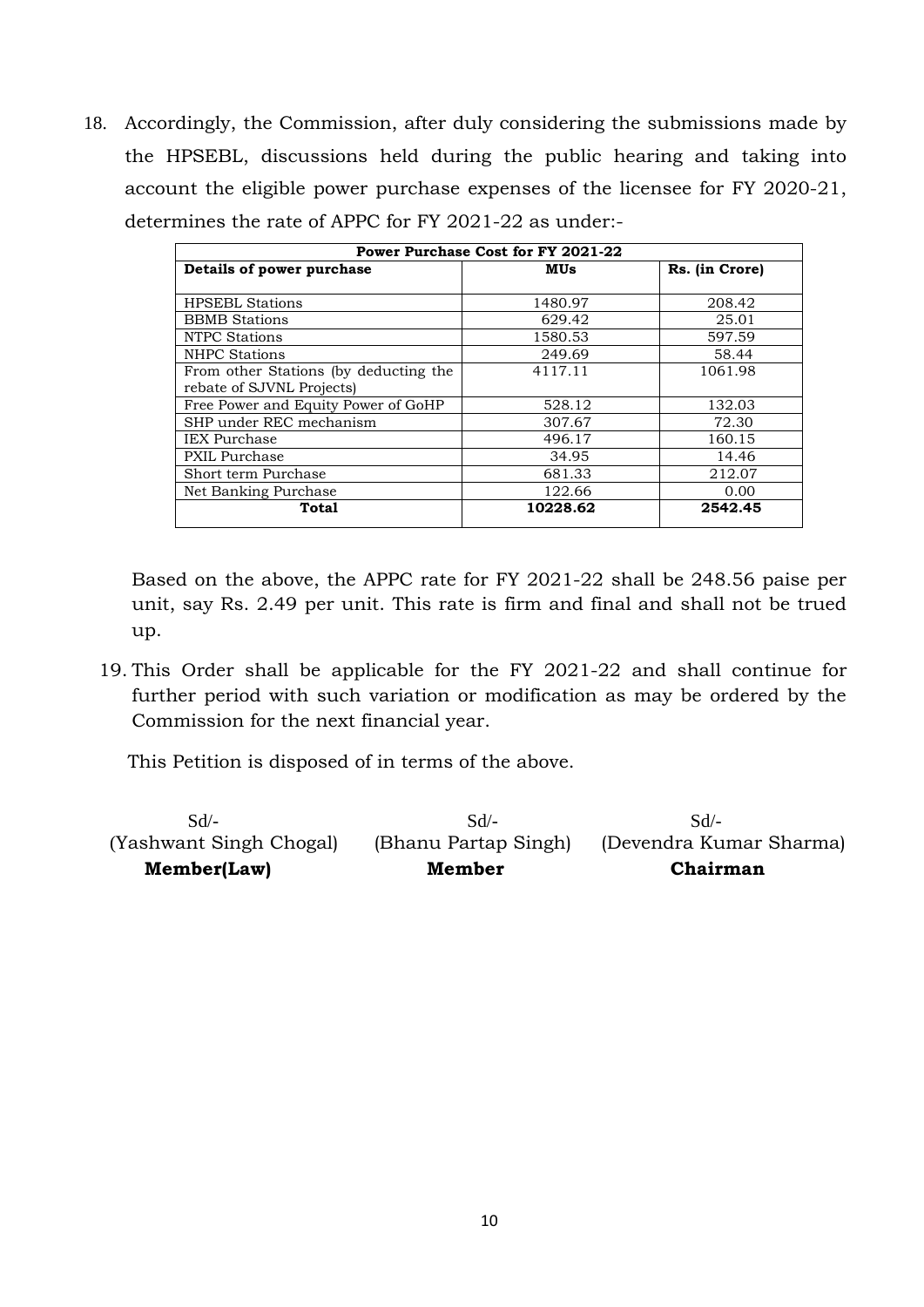18. Accordingly, the Commission, after duly considering the submissions made by the HPSEBL, discussions held during the public hearing and taking into account the eligible power purchase expenses of the licensee for FY 2020-21, determines the rate of APPC for FY 2021-22 as under:-

| Power Purchase Cost for FY 2021-22 | | |
|---|---|---|
| **Details of power purchase** | **MUs** | **Rs. (in Crore)** |
| HPSEBL Stations | 1480.97 | 208.42 |
| BBMB Stations | 629.42 | 25.01 |
| NTPC Stations | 1580.53 | 597.59 |
| NHPC Stations | 249.69 | 58.44 |
| From other Stations (by deducting the rebate of SJVNL Projects) | 4117.11 | 1061.98 |
| Free Power and Equity Power of GoHP | 528.12 | 132.03 |
| SHP under REC mechanism | 307.67 | 72.30 |
| IEX Purchase | 496.17 | 160.15 |
| PXIL Purchase | 34.95 | 14.46 |
| Short term Purchase | 681.33 | 212.07 |
| Net Banking Purchase | 122.66 | 0.00 |
| **Total** | **10228.62** | **2542.45** |

Based on the above, the APPC rate for FY 2021-22 shall be 248.56 paise per unit, say Rs. 2.49 per unit. This rate is firm and final and shall not be trued up.

19. This Order shall be applicable for the FY 2021-22 and shall continue for further period with such variation or modification as may be ordered by the Commission for the next financial year.

This Petition is disposed of in terms of the above.

| Sd/- | Sd/- | Sd/- |
|---|---|---|
| (Yashwant Singh Chogal) | (Bhanu Partap Singh) | (Devendra Kumar Sharma) |
| **Member(Law)** | **Member** | **Chairman** |